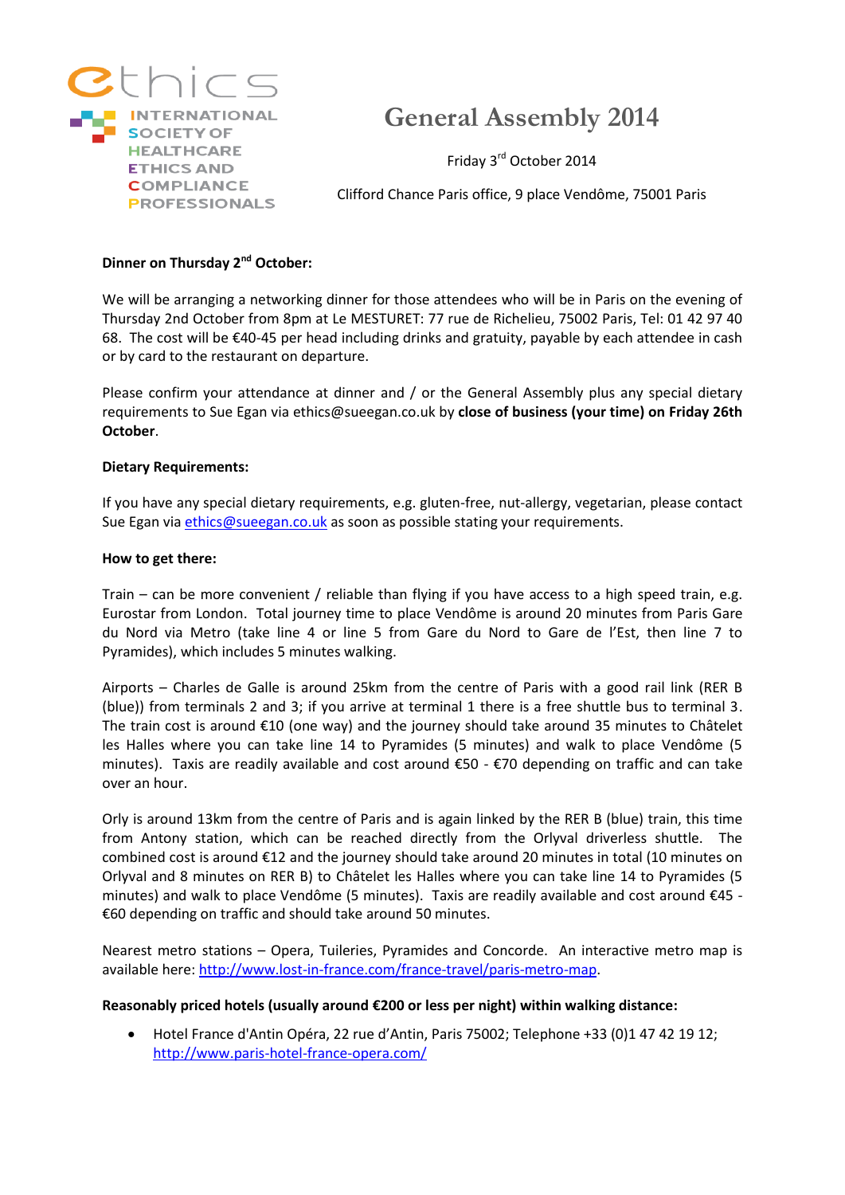ethics

INTERNATIONAL SOCIETY OF HEALTHCARE ETHICS AND COMPLIANCE PROFESSIONALS

# General Assembly 2014

Friday 3rd October 2014

Clifford Chance Paris office, 9 place Vendôme, 75001 Paris

**Dinner on Thursday 2nd October:**

We will be arranging a networking dinner for those attendees who will be in Paris on the evening of Thursday 2nd October from 8pm at Le MESTURET: 77 rue de Richelieu, 75002 Paris, Tel: 01 42 97 40 68. The cost will be €40-45 per head including drinks and gratuity, payable by each attendee in cash or by card to the restaurant on departure.

Please confirm your attendance at dinner and / or the General Assembly plus any special dietary requirements to Sue Egan via ethics@sueegan.co.uk by **close of business (your time) on Friday 26th October**.

**Dietary Requirements:**

If you have any special dietary requirements, e.g. gluten-free, nut-allergy, vegetarian, please contact Sue Egan via ethics@sueegan.co.uk as soon as possible stating your requirements.

**How to get there:**

Train – can be more convenient / reliable than flying if you have access to a high speed train, e.g. Eurostar from London. Total journey time to place Vendôme is around 20 minutes from Paris Gare du Nord via Metro (take line 4 or line 5 from Gare du Nord to Gare de l'Est, then line 7 to Pyramides), which includes 5 minutes walking.

Airports – Charles de Galle is around 25km from the centre of Paris with a good rail link (RER B (blue)) from terminals 2 and 3; if you arrive at terminal 1 there is a free shuttle bus to terminal 3. The train cost is around €10 (one way) and the journey should take around 35 minutes to Châtelet les Halles where you can take line 14 to Pyramides (5 minutes) and walk to place Vendôme (5 minutes). Taxis are readily available and cost around €50 - €70 depending on traffic and can take over an hour.

Orly is around 13km from the centre of Paris and is again linked by the RER B (blue) train, this time from Antony station, which can be reached directly from the Orlyval driverless shuttle. The combined cost is around €12 and the journey should take around 20 minutes in total (10 minutes on Orlyval and 8 minutes on RER B) to Châtelet les Halles where you can take line 14 to Pyramides (5 minutes) and walk to place Vendôme (5 minutes). Taxis are readily available and cost around €45 - €60 depending on traffic and should take around 50 minutes.

Nearest metro stations – Opera, Tuileries, Pyramides and Concorde. An interactive metro map is available here: http://www.lost-in-france.com/france-travel/paris-metro-map.

**Reasonably priced hotels (usually around €200 or less per night) within walking distance:**

- Hotel France d'Antin Opéra, 22 rue d'Antin, Paris 75002; Telephone +33 (0)1 47 42 19 12; http://www.paris-hotel-france-opera.com/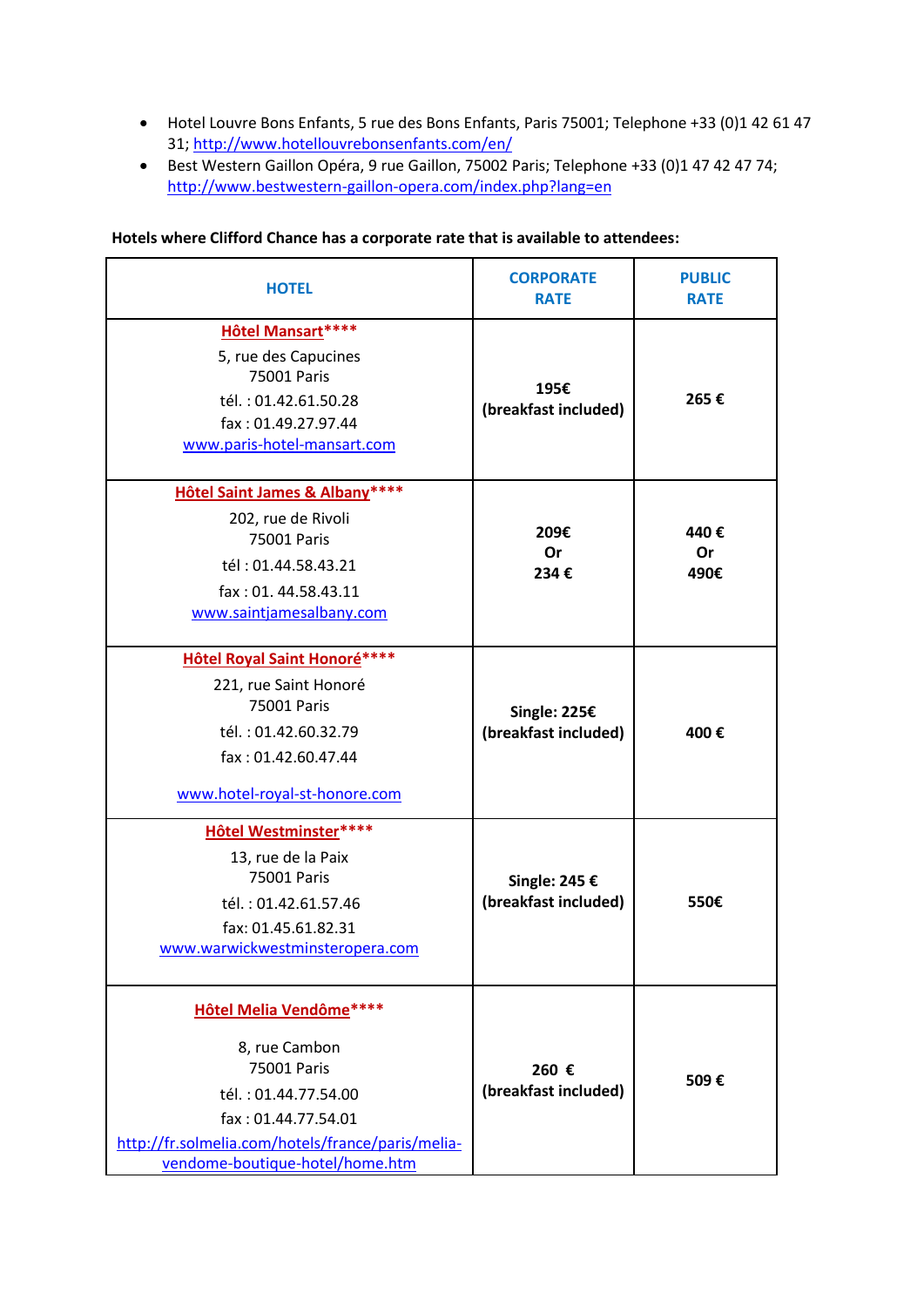- Hotel Louvre Bons Enfants, 5 rue des Bons Enfants, Paris 75001; Telephone +33 (0)1 42 61 47 31; http://www.hotellouvrebonsenfants.com/en/
- Best Western Gaillon Opéra, 9 rue Gaillon, 75002 Paris; Telephone +33 (0)1 47 42 47 74; http://www.bestwestern-gaillon-opera.com/index.php?lang=en

**Hotels where Clifford Chance has a corporate rate that is available to attendees:**

| HOTEL | CORPORATE RATE | PUBLIC RATE |
|---|---|---|
| **Hôtel Mansart****** <br> 5, rue des Capucines <br> 75001 Paris <br> tél. : 01.42.61.50.28 <br> fax : 01.49.27.97.44 <br> www.paris-hotel-mansart.com | **195€ (breakfast included)** | **265 €** |
| **Hôtel Saint James & Albany****** <br> 202, rue de Rivoli <br> 75001 Paris <br> tél : 01.44.58.43.21 <br> fax : 01. 44.58.43.11 <br> www.saintjamesalbany.com | **209€ Or 234 €** | **440 € Or 490€** |
| **Hôtel Royal Saint Honoré****** <br> 221, rue Saint Honoré <br> 75001 Paris <br> tél. : 01.42.60.32.79 <br> fax : 01.42.60.47.44 <br> www.hotel-royal-st-honore.com | **Single: 225€ (breakfast included)** | **400 €** |
| **Hôtel Westminster****** <br> 13, rue de la Paix <br> 75001 Paris <br> tél. : 01.42.61.57.46 <br> fax: 01.45.61.82.31 <br> www.warwickwestminsteropera.com | **Single: 245 € (breakfast included)** | **550€** |
| **Hôtel Melia Vendôme****** <br> 8, rue Cambon <br> 75001 Paris <br> tél. : 01.44.77.54.00 <br> fax : 01.44.77.54.01 <br> http://fr.solmelia.com/hotels/france/paris/melia-vendome-boutique-hotel/home.htm | **260 € (breakfast included)** | **509 €** |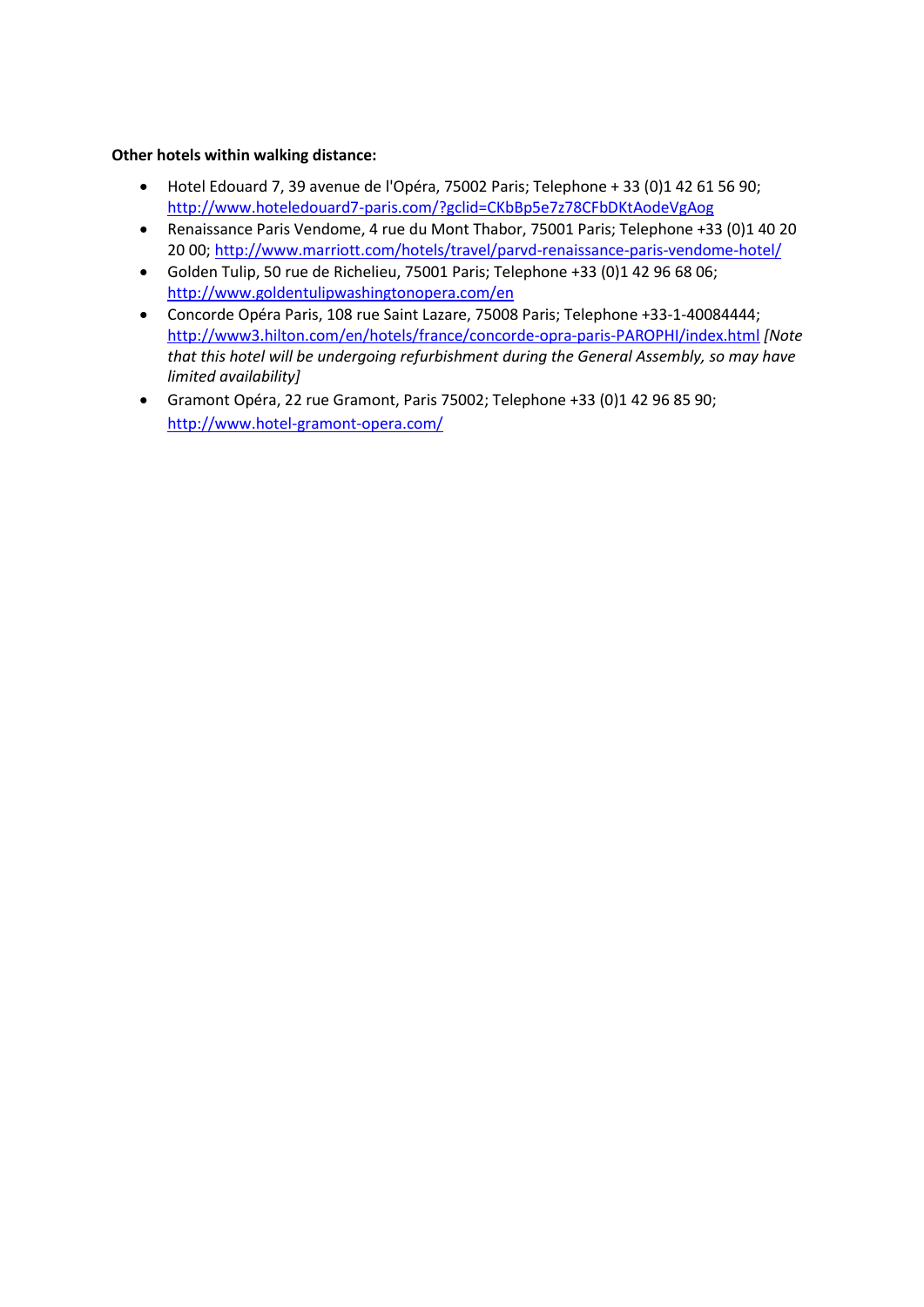**Other hotels within walking distance:**

- Hotel Edouard 7, 39 avenue de l'Opéra, 75002 Paris; Telephone + 33 (0)1 42 61 56 90; http://www.hoteledouard7-paris.com/?gclid=CKbBp5e7z78CFbDKtAodeVgAog
- Renaissance Paris Vendome, 4 rue du Mont Thabor, 75001 Paris; Telephone +33 (0)1 40 20 20 00; http://www.marriott.com/hotels/travel/parvd-renaissance-paris-vendome-hotel/
- Golden Tulip, 50 rue de Richelieu, 75001 Paris; Telephone +33 (0)1 42 96 68 06; http://www.goldentulipwashingtonopera.com/en
- Concorde Opéra Paris, 108 rue Saint Lazare, 75008 Paris; Telephone +33-1-40084444; http://www3.hilton.com/en/hotels/france/concorde-opra-paris-PAROPHI/index.html *[Note that this hotel will be undergoing refurbishment during the General Assembly, so may have limited availability]*
- Gramont Opéra, 22 rue Gramont, Paris 75002; Telephone +33 (0)1 42 96 85 90; http://www.hotel-gramont-opera.com/